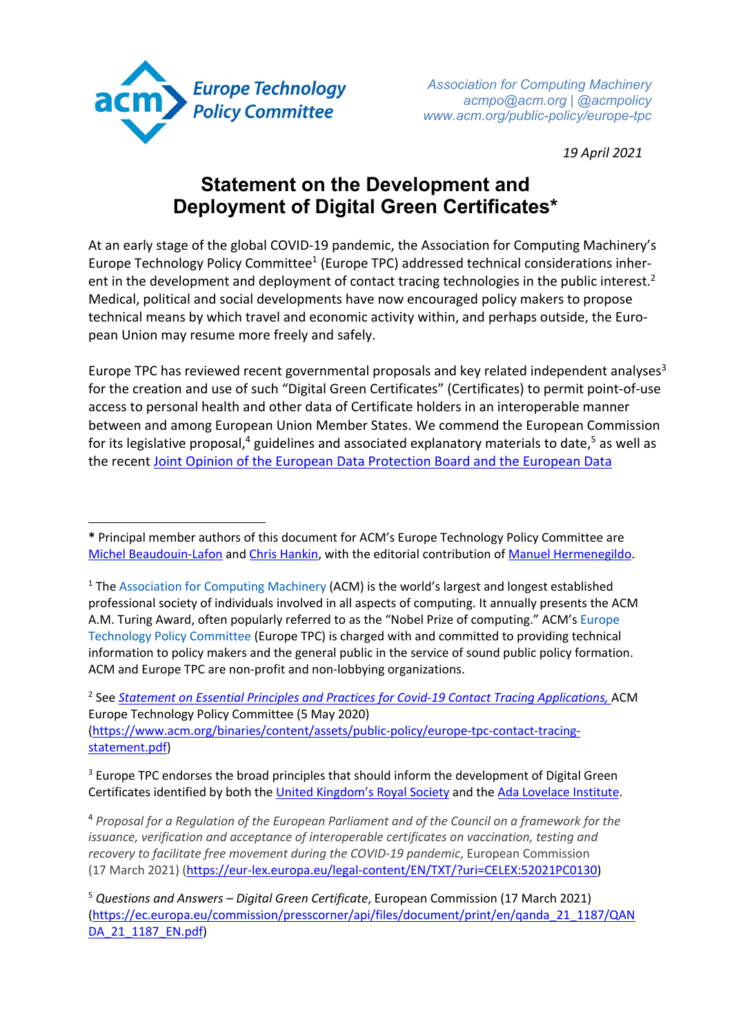Europe Technology Policy Committee

Association for Computing Machinery
acmpo@acm.org | @acmpolicy
www.acm.org/public-policy/europe-tpc

*19 April 2021*

# Statement on the Development and Deployment of Digital Green Certificates*

At an early stage of the global COVID-19 pandemic, the Association for Computing Machinery's Europe Technology Policy Committee[1] (Europe TPC) addressed technical considerations inherent in the development and deployment of contact tracing technologies in the public interest.[2] Medical, political and social developments have now encouraged policy makers to propose technical means by which travel and economic activity within, and perhaps outside, the European Union may resume more freely and safely.

Europe TPC has reviewed recent governmental proposals and key related independent analyses[3] for the creation and use of such "Digital Green Certificates" (Certificates) to permit point-of-use access to personal health and other data of Certificate holders in an interoperable manner between and among European Union Member States. We commend the European Commission for its legislative proposal,[4] guidelines and associated explanatory materials to date,[5] as well as the recent Joint Opinion of the European Data Protection Board and the European Data

---

**\*** Principal member authors of this document for ACM's Europe Technology Policy Committee are Michel Beaudouin-Lafon and Chris Hankin, with the editorial contribution of Manuel Hermenegildo.

[1] The Association for Computing Machinery (ACM) is the world's largest and longest established professional society of individuals involved in all aspects of computing. It annually presents the ACM A.M. Turing Award, often popularly referred to as the "Nobel Prize of computing." ACM's Europe Technology Policy Committee (Europe TPC) is charged with and committed to providing technical information to policy makers and the general public in the service of sound public policy formation. ACM and Europe TPC are non-profit and non-lobbying organizations.

[2] See *Statement on Essential Principles and Practices for Covid-19 Contact Tracing Applications,* ACM Europe Technology Policy Committee (5 May 2020) (https://www.acm.org/binaries/content/assets/public-policy/europe-tpc-contact-tracing-statement.pdf)

[3] Europe TPC endorses the broad principles that should inform the development of Digital Green Certificates identified by both the United Kingdom's Royal Society and the Ada Lovelace Institute.

[4] *Proposal for a Regulation of the European Parliament and of the Council on a framework for the issuance, verification and acceptance of interoperable certificates on vaccination, testing and recovery to facilitate free movement during the COVID-19 pandemic*, European Commission (17 March 2021) (https://eur-lex.europa.eu/legal-content/EN/TXT/?uri=CELEX:52021PC0130)

[5] *Questions and Answers – Digital Green Certificate*, European Commission (17 March 2021) (https://ec.europa.eu/commission/presscorner/api/files/document/print/en/qanda_21_1187/QANDA_21_1187_EN.pdf)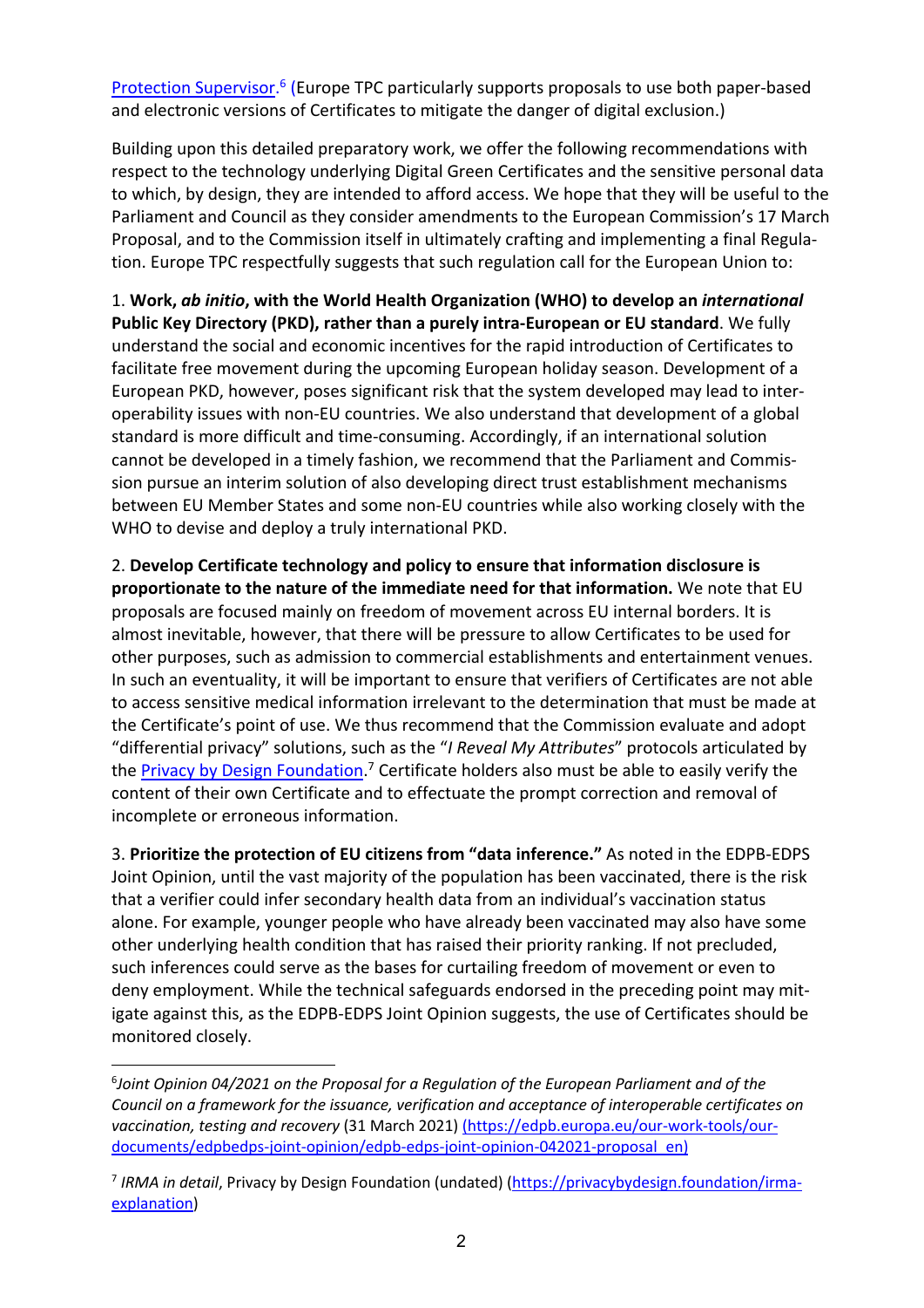[Protection Supervisor](https://edpb.europa.eu/our-work-tools/our-documents/edpbedps-joint-opinion/edpb-edps-joint-opinion-042021-proposal_en).[6] (Europe TPC particularly supports proposals to use both paper-based and electronic versions of Certificates to mitigate the danger of digital exclusion.)

Building upon this detailed preparatory work, we offer the following recommendations with respect to the technology underlying Digital Green Certificates and the sensitive personal data to which, by design, they are intended to afford access. We hope that they will be useful to the Parliament and Council as they consider amendments to the European Commission's 17 March Proposal, and to the Commission itself in ultimately crafting and implementing a final Regulation. Europe TPC respectfully suggests that such regulation call for the European Union to:

1. **Work, *ab initio*, with the World Health Organization (WHO) to develop an *international* Public Key Directory (PKD), rather than a purely intra-European or EU standard**. We fully understand the social and economic incentives for the rapid introduction of Certificates to facilitate free movement during the upcoming European holiday season. Development of a European PKD, however, poses significant risk that the system developed may lead to interoperability issues with non-EU countries. We also understand that development of a global standard is more difficult and time-consuming. Accordingly, if an international solution cannot be developed in a timely fashion, we recommend that the Parliament and Commission pursue an interim solution of also developing direct trust establishment mechanisms between EU Member States and some non-EU countries while also working closely with the WHO to devise and deploy a truly international PKD.

2. **Develop Certificate technology and policy to ensure that information disclosure is proportionate to the nature of the immediate need for that information.** We note that EU proposals are focused mainly on freedom of movement across EU internal borders. It is almost inevitable, however, that there will be pressure to allow Certificates to be used for other purposes, such as admission to commercial establishments and entertainment venues. In such an eventuality, it will be important to ensure that verifiers of Certificates are not able to access sensitive medical information irrelevant to the determination that must be made at the Certificate's point of use. We thus recommend that the Commission evaluate and adopt "differential privacy" solutions, such as the "*I Reveal My Attributes*" protocols articulated by the [Privacy by Design Foundation](https://privacybydesign.foundation/irma-explanation).[7] Certificate holders also must be able to easily verify the content of their own Certificate and to effectuate the prompt correction and removal of incomplete or erroneous information.

3. **Prioritize the protection of EU citizens from "data inference."** As noted in the EDPB-EDPS Joint Opinion, until the vast majority of the population has been vaccinated, there is the risk that a verifier could infer secondary health data from an individual's vaccination status alone. For example, younger people who have already been vaccinated may also have some other underlying health condition that has raised their priority ranking. If not precluded, such inferences could serve as the bases for curtailing freedom of movement or even to deny employment. While the technical safeguards endorsed in the preceding point may mitigate against this, as the EDPB-EDPS Joint Opinion suggests, the use of Certificates should be monitored closely.

---

[6] *Joint Opinion 04/2021 on the Proposal for a Regulation of the European Parliament and of the Council on a framework for the issuance, verification and acceptance of interoperable certificates on vaccination, testing and recovery* (31 March 2021) (https://edpb.europa.eu/our-work-tools/our-documents/edpbedps-joint-opinion/edpb-edps-joint-opinion-042021-proposal_en)

[7] *IRMA in detail*, Privacy by Design Foundation (undated) (https://privacybydesign.foundation/irma-explanation)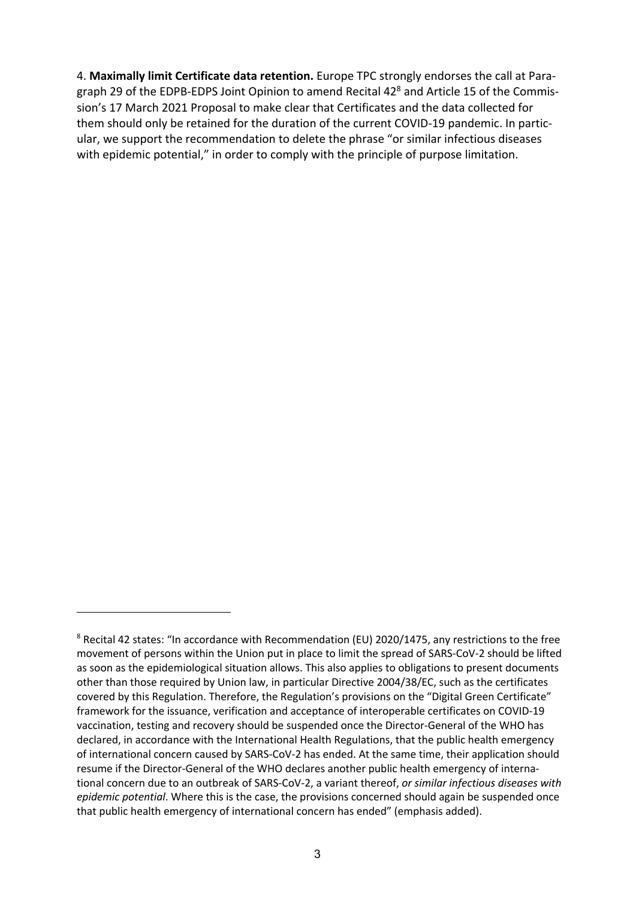4. **Maximally limit Certificate data retention.** Europe TPC strongly endorses the call at Paragraph 29 of the EDPB-EDPS Joint Opinion to amend Recital 42[8] and Article 15 of the Commission's 17 March 2021 Proposal to make clear that Certificates and the data collected for them should only be retained for the duration of the current COVID-19 pandemic. In particular, we support the recommendation to delete the phrase "or similar infectious diseases with epidemic potential," in order to comply with the principle of purpose limitation.

---

[8] Recital 42 states: "In accordance with Recommendation (EU) 2020/1475, any restrictions to the free movement of persons within the Union put in place to limit the spread of SARS-CoV-2 should be lifted as soon as the epidemiological situation allows. This also applies to obligations to present documents other than those required by Union law, in particular Directive 2004/38/EC, such as the certificates covered by this Regulation. Therefore, the Regulation's provisions on the "Digital Green Certificate" framework for the issuance, verification and acceptance of interoperable certificates on COVID-19 vaccination, testing and recovery should be suspended once the Director-General of the WHO has declared, in accordance with the International Health Regulations, that the public health emergency of international concern caused by SARS-CoV-2 has ended. At the same time, their application should resume if the Director-General of the WHO declares another public health emergency of international concern due to an outbreak of SARS-CoV-2, a variant thereof, *or similar infectious diseases with epidemic potential*. Where this is the case, the provisions concerned should again be suspended once that public health emergency of international concern has ended" (emphasis added).